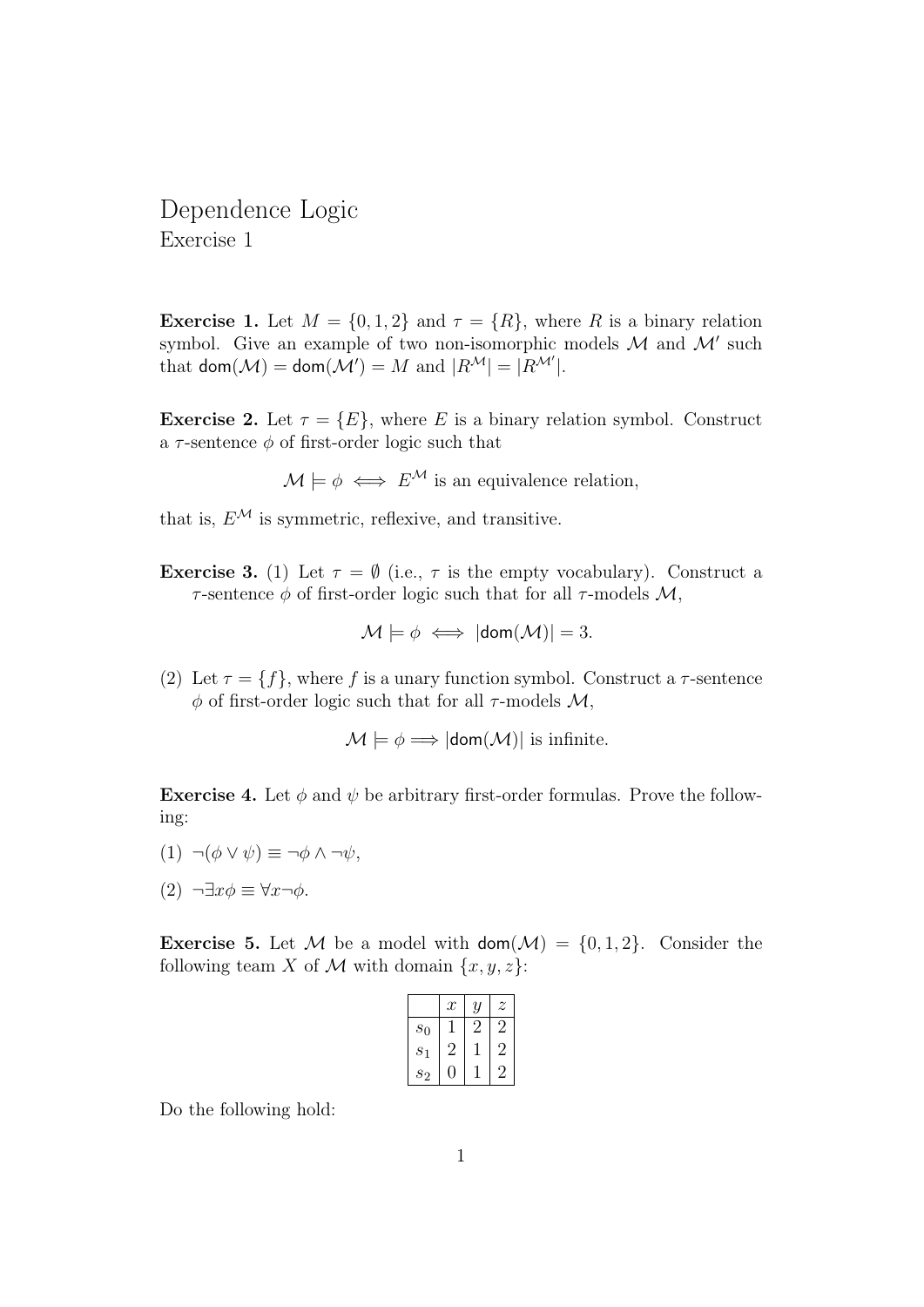# Dependence Logic

Exercise 1

**Exercise 1.** Let $M = \{0, 1, 2\}$ and $\tau = \{R\}$, where $R$ is a binary relation symbol. Give an example of two non-isomorphic models $\mathcal{M}$ and $\mathcal{M}'$ such that $\mathsf{dom}(\mathcal{M}) = \mathsf{dom}(\mathcal{M}') = M$ and $|R^{\mathcal{M}}| = |R^{\mathcal{M}'}|$.

**Exercise 2.** Let $\tau = \{E\}$, where $E$ is a binary relation symbol. Construct a $\tau$-sentence $\phi$ of first-order logic such that

$$\mathcal{M} \models \phi \iff E^{\mathcal{M}} \text{ is an equivalence relation,}$$

that is, $E^{\mathcal{M}}$ is symmetric, reflexive, and transitive.

**Exercise 3.** (1) Let $\tau = \emptyset$ (i.e., $\tau$ is the empty vocabulary). Construct a $\tau$-sentence $\phi$ of first-order logic such that for all $\tau$-models $\mathcal{M}$,

$$\mathcal{M} \models \phi \iff |\mathsf{dom}(\mathcal{M})| = 3.$$

(2) Let $\tau = \{f\}$, where $f$ is a unary function symbol. Construct a $\tau$-sentence $\phi$ of first-order logic such that for all $\tau$-models $\mathcal{M}$,

$$\mathcal{M} \models \phi \Longrightarrow |\mathsf{dom}(\mathcal{M})| \text{ is infinite.}$$

**Exercise 4.** Let $\phi$ and $\psi$ be arbitrary first-order formulas. Prove the following:

(1) $\neg(\phi \vee \psi) \equiv \neg\phi \wedge \neg\psi$,

(2) $\neg\exists x\phi \equiv \forall x\neg\phi$.

**Exercise 5.** Let $\mathcal{M}$ be a model with $\mathsf{dom}(\mathcal{M}) = \{0, 1, 2\}$. Consider the following team $X$ of $\mathcal{M}$ with domain $\{x, y, z\}$:

| | $x$ | $y$ | $z$ |
|---|---|---|---|
| $s_0$ | 1 | 2 | 2 |
| $s_1$ | 2 | 1 | 2 |
| $s_2$ | 0 | 1 | 2 |

Do the following hold: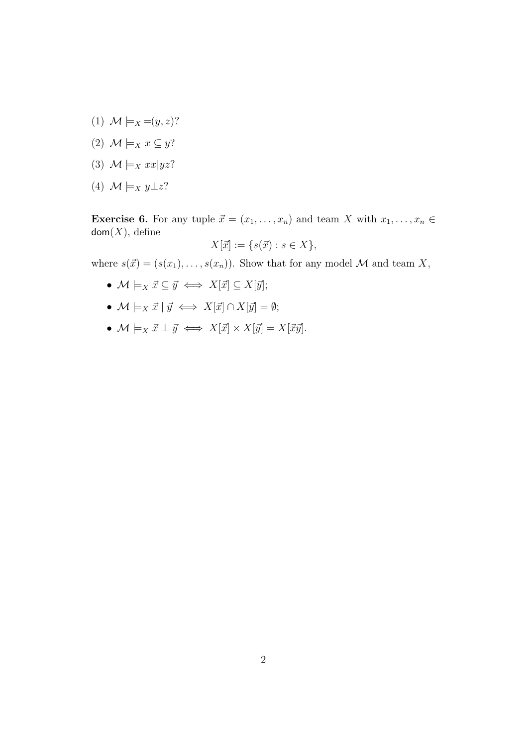(1) $\mathcal{M} \models_X {=}(y, z)$?

(2) $\mathcal{M} \models_X x \subseteq y$?

(3) $\mathcal{M} \models_X xx|yz$?

(4) $\mathcal{M} \models_X y \perp z$?

**Exercise 6.** For any tuple $\vec{x} = (x_1, \ldots, x_n)$ and team $X$ with $x_1, \ldots, x_n \in \mathsf{dom}(X)$, define

$$X[\vec{x}] := \{s(\vec{x}) : s \in X\},$$

where $s(\vec{x}) = (s(x_1), \ldots, s(x_n))$. Show that for any model $\mathcal{M}$ and team $X$,

- $\mathcal{M} \models_X \vec{x} \subseteq \vec{y} \iff X[\vec{x}] \subseteq X[\vec{y}]$;
- $\mathcal{M} \models_X \vec{x} \mid \vec{y} \iff X[\vec{x}] \cap X[\vec{y}] = \emptyset$;
- $\mathcal{M} \models_X \vec{x} \perp \vec{y} \iff X[\vec{x}] \times X[\vec{y}] = X[\vec{x}\vec{y}]$.